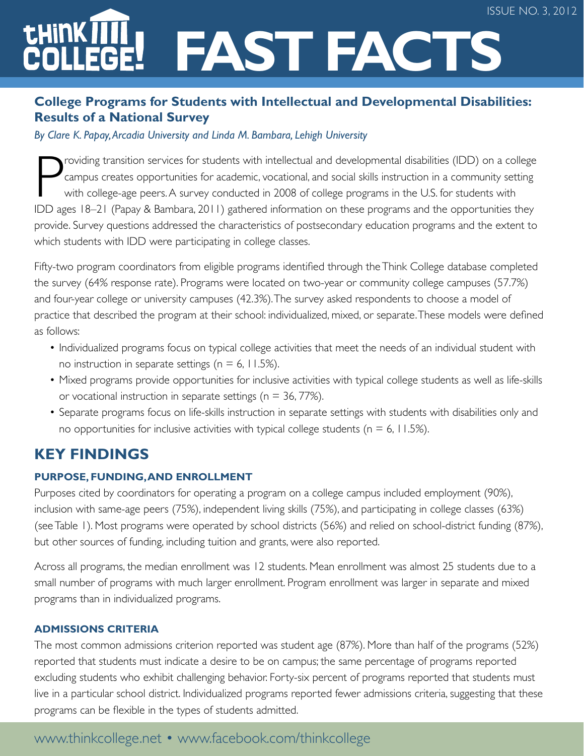# THINK COLLEGE! FAST FACTS

ISSUE NO. 3, 2012

## College Programs for Students with Intellectual and Developmental Disabilities: Results of a National Survey

*By Clare K. Papay, Arcadia University and Linda M. Bambara, Lehigh University*

Providing transition services for students with intellectual and developmental disabilities (IDD) on a college campus creates opportunities for academic, vocational, and social skills instruction in a community setting with college-age peers. A survey conducted in 2008 of college programs in the U.S. for students with IDD ages 18–21 (Papay & Bambara, 2011) gathered information on these programs and the opportunities they provide. Survey questions addressed the characteristics of postsecondary education programs and the extent to which students with IDD were participating in college classes.

Fifty-two program coordinators from eligible programs identified through the Think College database completed the survey (64% response rate). Programs were located on two-year or community college campuses (57.7%) and four-year college or university campuses (42.3%). The survey asked respondents to choose a model of practice that described the program at their school: individualized, mixed, or separate. These models were defined as follows:

- Individualized programs focus on typical college activities that meet the needs of an individual student with no instruction in separate settings (n = 6, 11.5%).
- Mixed programs provide opportunities for inclusive activities with typical college students as well as life-skills or vocational instruction in separate settings (n = 36, 77%).
- Separate programs focus on life-skills instruction in separate settings with students with disabilities only and no opportunities for inclusive activities with typical college students (n = 6, 11.5%).

## KEY FINDINGS

### PURPOSE, FUNDING, AND ENROLLMENT

Purposes cited by coordinators for operating a program on a college campus included employment (90%), inclusion with same-age peers (75%), independent living skills (75%), and participating in college classes (63%) (see Table 1). Most programs were operated by school districts (56%) and relied on school-district funding (87%), but other sources of funding, including tuition and grants, were also reported.

Across all programs, the median enrollment was 12 students. Mean enrollment was almost 25 students due to a small number of programs with much larger enrollment. Program enrollment was larger in separate and mixed programs than in individualized programs.

### ADMISSIONS CRITERIA

The most common admissions criterion reported was student age (87%). More than half of the programs (52%) reported that students must indicate a desire to be on campus; the same percentage of programs reported excluding students who exhibit challenging behavior. Forty-six percent of programs reported that students must live in a particular school district. Individualized programs reported fewer admissions criteria, suggesting that these programs can be flexible in the types of students admitted.

www.thinkcollege.net • www.facebook.com/thinkcollege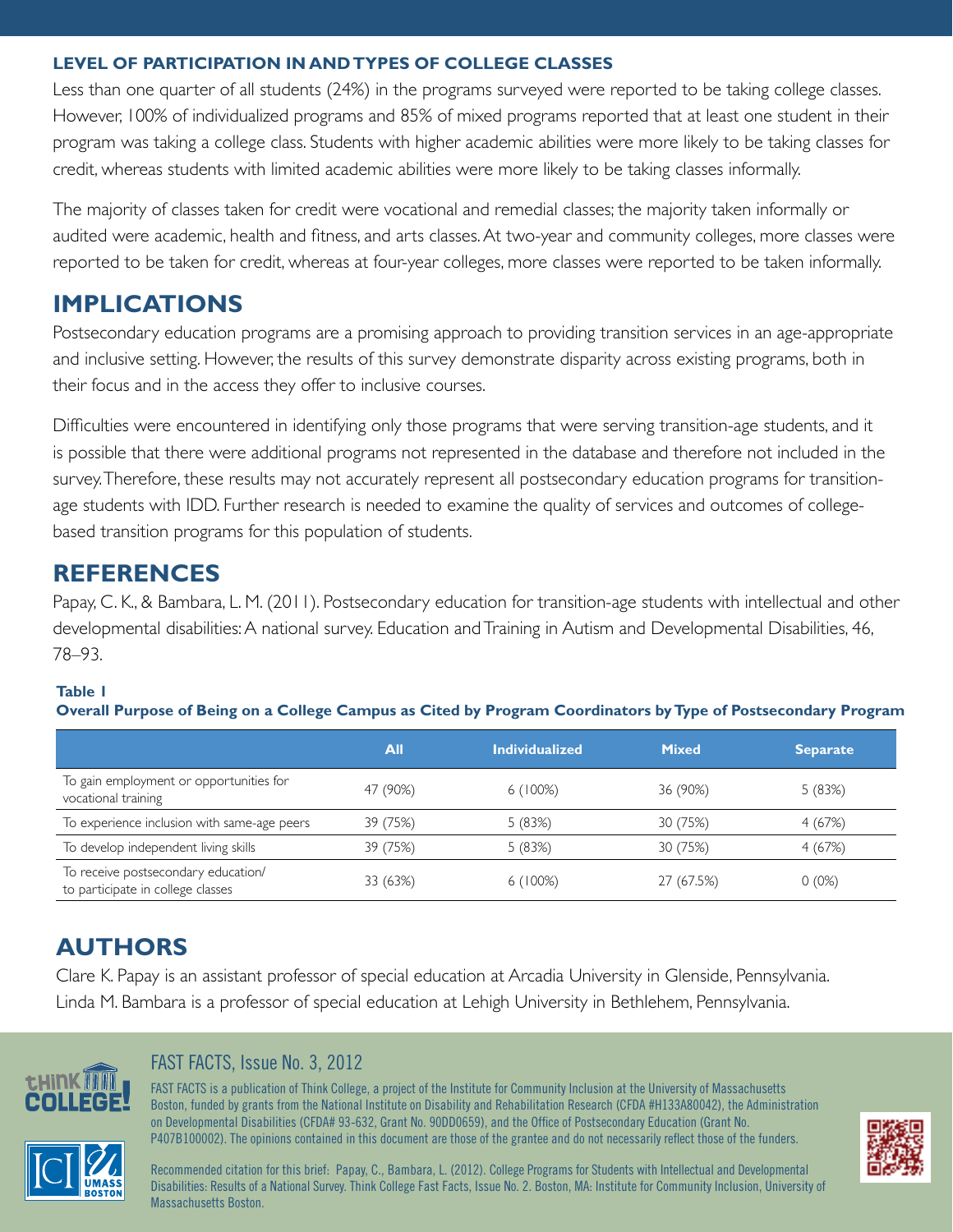### LEVEL OF PARTICIPATION IN AND TYPES OF COLLEGE CLASSES

Less than one quarter of all students (24%) in the programs surveyed were reported to be taking college classes. However, 100% of individualized programs and 85% of mixed programs reported that at least one student in their program was taking a college class. Students with higher academic abilities were more likely to be taking classes for credit, whereas students with limited academic abilities were more likely to be taking classes informally.

The majority of classes taken for credit were vocational and remedial classes; the majority taken informally or audited were academic, health and fitness, and arts classes. At two-year and community colleges, more classes were reported to be taken for credit, whereas at four-year colleges, more classes were reported to be taken informally.

## IMPLICATIONS

Postsecondary education programs are a promising approach to providing transition services in an age-appropriate and inclusive setting. However, the results of this survey demonstrate disparity across existing programs, both in their focus and in the access they offer to inclusive courses.

Difficulties were encountered in identifying only those programs that were serving transition-age students, and it is possible that there were additional programs not represented in the database and therefore not included in the survey. Therefore, these results may not accurately represent all postsecondary education programs for transition-age students with IDD. Further research is needed to examine the quality of services and outcomes of college-based transition programs for this population of students.

## REFERENCES

Papay, C. K., & Bambara, L. M. (2011). Postsecondary education for transition-age students with intellectual and other developmental disabilities: A national survey. Education and Training in Autism and Developmental Disabilities, 46, 78–93.

**Table 1**
**Overall Purpose of Being on a College Campus as Cited by Program Coordinators by Type of Postsecondary Program**

| | All | Individualized | Mixed | Separate |
|---|---|---|---|---|
| To gain employment or opportunities for vocational training | 47 (90%) | 6 (100%) | 36 (90%) | 5 (83%) |
| To experience inclusion with same-age peers | 39 (75%) | 5 (83%) | 30 (75%) | 4 (67%) |
| To develop independent living skills | 39 (75%) | 5 (83%) | 30 (75%) | 4 (67%) |
| To receive postsecondary education/ to participate in college classes | 33 (63%) | 6 (100%) | 27 (67.5%) | 0 (0%) |

## AUTHORS

Clare K. Papay is an assistant professor of special education at Arcadia University in Glenside, Pennsylvania.
Linda M. Bambara is a professor of special education at Lehigh University in Bethlehem, Pennsylvania.

FAST FACTS, Issue No. 3, 2012

FAST FACTS is a publication of Think College, a project of the Institute for Community Inclusion at the University of Massachusetts Boston, funded by grants from the National Institute on Disability and Rehabilitation Research (CFDA #H133A80042), the Administration on Developmental Disabilities (CFDA# 93-632, Grant No. 90DD0659), and the Office of Postsecondary Education (Grant No. P407B100002). The opinions contained in this document are those of the grantee and do not necessarily reflect those of the funders.

Recommended citation for this brief: Papay, C., Bambara, L. (2012). College Programs for Students with Intellectual and Developmental Disabilities: Results of a National Survey. Think College Fast Facts, Issue No. 2. Boston, MA: Institute for Community Inclusion, University of Massachusetts Boston.